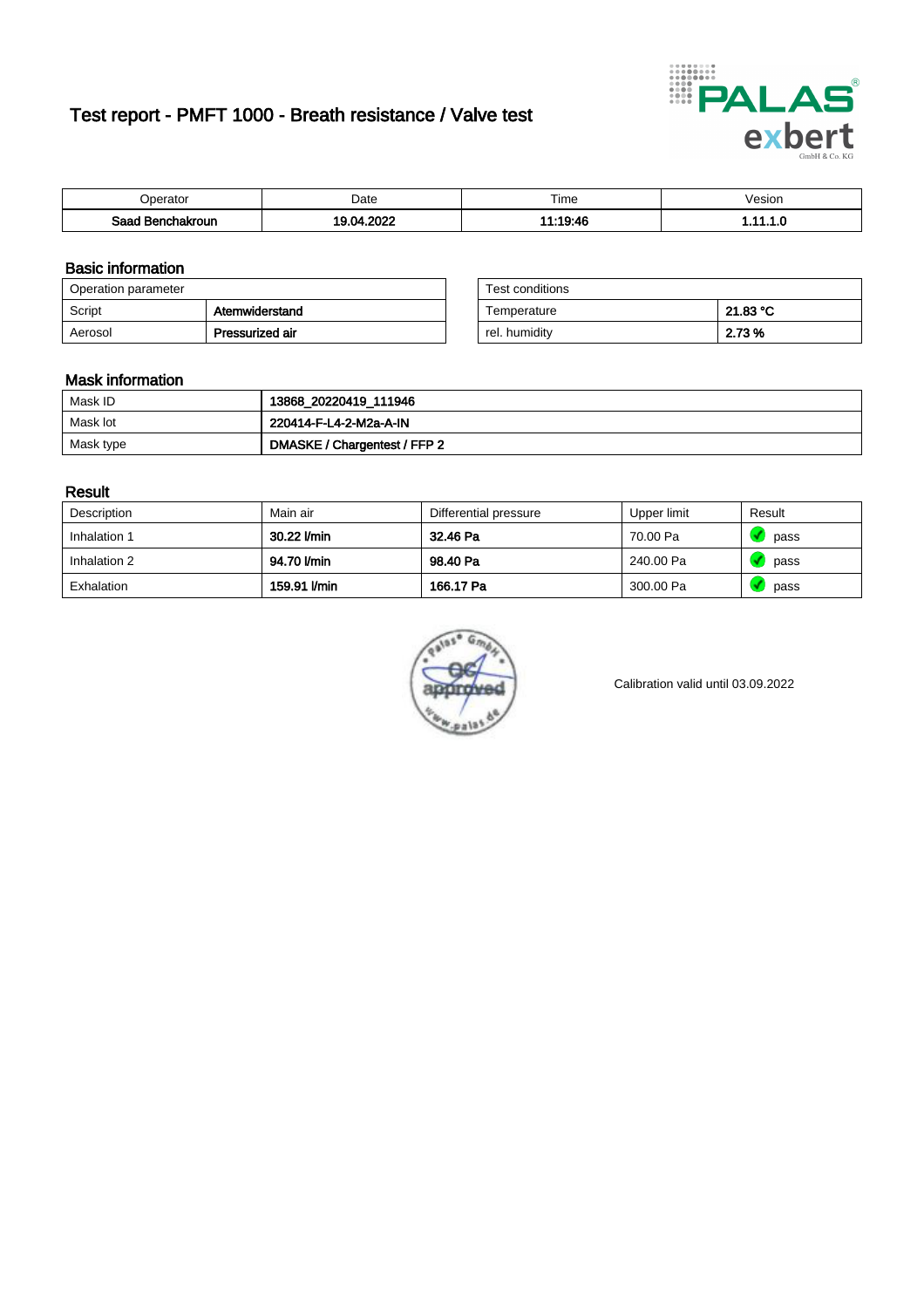# Test report - PMFT 1000 - Breath resistance / Valve test

| Operator | Date | Time | Vesion |
|---|---|---|---|
| **Saad Benchakroun** | **19.04.2022** | **11:19:46** | **1.11.1.0** |

## Basic information

| Operation parameter | |
|---|---|
| Script | **Atemwiderstand** |
| Aerosol | **Pressurized air** |

| Test conditions | |
|---|---|
| Temperature | **21.83 °C** |
| rel. humidity | **2.73 %** |

## Mask information

| | |
|---|---|
| Mask ID | **13868_20220419_111946** |
| Mask lot | **220414-F-L4-2-M2a-A-IN** |
| Mask type | **DMASKE / Chargentest / FFP 2** |

## Result

| Description | Main air | Differential pressure | Upper limit | Result |
|---|---|---|---|---|
| Inhalation 1 | **30.22 l/min** | **32.46 Pa** | 70.00 Pa | pass |
| Inhalation 2 | **94.70 l/min** | **98.40 Pa** | 240.00 Pa | pass |
| Exhalation | **159.91 l/min** | **166.17 Pa** | 300.00 Pa | pass |

Calibration valid until 03.09.2022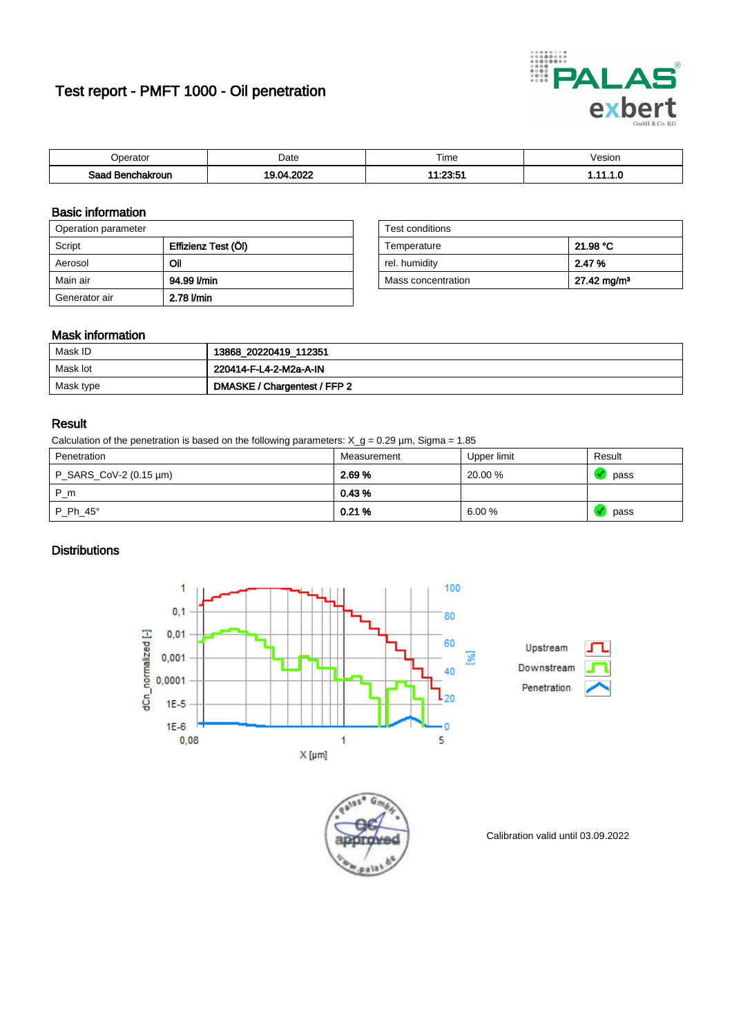# Test report - PMFT 1000 - Oil penetration

PALAS exbert GmbH & Co. KG

| Operator | Date | Time | Vesion |
|---|---|---|---|
| **Saad Benchakroun** | **19.04.2022** | **11:23:51** | **1.11.1.0** |

## Basic information

| Operation parameter | |
|---|---|
| Script | **Effizienz Test (Öl)** |
| Aerosol | **Oil** |
| Main air | **94.99 l/min** |
| Generator air | **2.78 l/min** |

| Test conditions | |
|---|---|
| Temperature | **21.98 °C** |
| rel. humidity | **2.47 %** |
| Mass concentration | **27.42 mg/m³** |

## Mask information

| | |
|---|---|
| Mask ID | **13868_20220419_112351** |
| Mask lot | **220414-F-L4-2-M2a-A-IN** |
| Mask type | **DMASKE / Chargentest / FFP 2** |

## Result

Calculation of the penetration is based on the following parameters: X_g = 0.29 µm, Sigma = 1.85

| Penetration | Measurement | Upper limit | Result |
|---|---|---|---|
| P_SARS_CoV-2 (0.15 µm) | **2.69 %** | 20.00 % | pass |
| P_m | **0.43 %** | | |
| P_Ph_45° | **0.21 %** | 6.00 % | pass |

## Distributions

dCn_normalized [-]
1
0,1
0,01
0,001
0,0001
1E-5
1E-6
0,08
1
5
X [µm]
[%]
100
80
60
40
20
0
Upstream
Downstream
Penetration

Palas® GmbH
QC approved
www.palas.de

Calibration valid until 03.09.2022